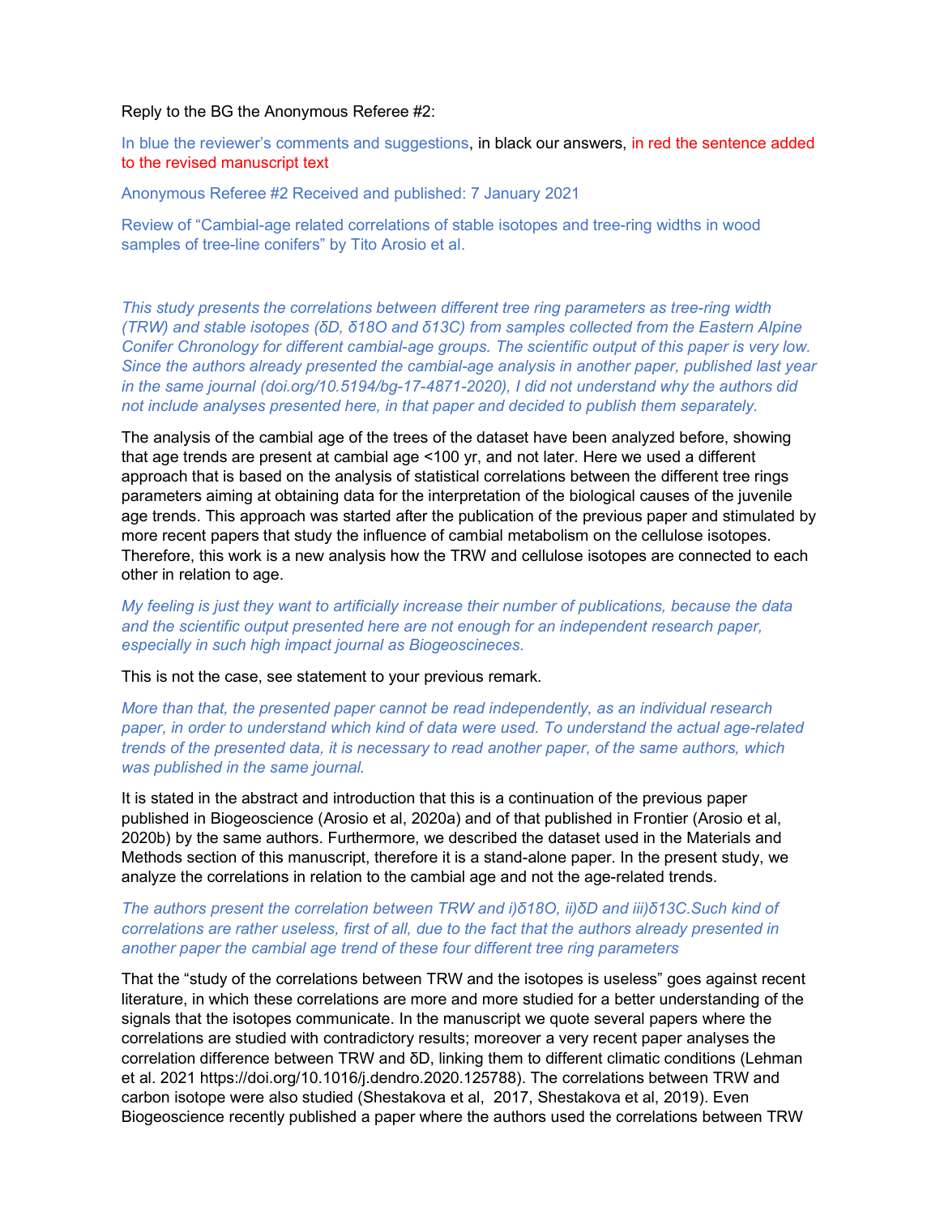Reply to the BG the Anonymous Referee #2:

In blue the reviewer's comments and suggestions, in black our answers, in red the sentence added to the revised manuscript text

Anonymous Referee #2 Received and published: 7 January 2021

Review of "Cambial-age related correlations of stable isotopes and tree-ring widths in wood samples of tree-line conifers" by Tito Arosio et al.

*This study presents the correlations between different tree ring parameters as tree-ring width (TRW) and stable isotopes (δD, δ18O and δ13C) from samples collected from the Eastern Alpine Conifer Chronology for different cambial-age groups. The scientific output of this paper is very low. Since the authors already presented the cambial-age analysis in another paper, published last year in the same journal (doi.org/10.5194/bg-17-4871-2020), I did not understand why the authors did not include analyses presented here, in that paper and decided to publish them separately.*

The analysis of the cambial age of the trees of the dataset have been analyzed before, showing that age trends are present at cambial age <100 yr, and not later. Here we used a different approach that is based on the analysis of statistical correlations between the different tree rings parameters aiming at obtaining data for the interpretation of the biological causes of the juvenile age trends. This approach was started after the publication of the previous paper and stimulated by more recent papers that study the influence of cambial metabolism on the cellulose isotopes. Therefore, this work is a new analysis how the TRW and cellulose isotopes are connected to each other in relation to age.

*My feeling is just they want to artificially increase their number of publications, because the data and the scientific output presented here are not enough for an independent research paper, especially in such high impact journal as Biogeoscineces.*

This is not the case, see statement to your previous remark.

*More than that, the presented paper cannot be read independently, as an individual research paper, in order to understand which kind of data were used. To understand the actual age-related trends of the presented data, it is necessary to read another paper, of the same authors, which was published in the same journal.*

It is stated in the abstract and introduction that this is a continuation of the previous paper published in Biogeoscience (Arosio et al, 2020a) and of that published in Frontier (Arosio et al, 2020b) by the same authors. Furthermore, we described the dataset used in the Materials and Methods section of this manuscript, therefore it is a stand-alone paper. In the present study, we analyze the correlations in relation to the cambial age and not the age-related trends.

*The authors present the correlation between TRW and i)δ18O, ii)δD and iii)δ13C.Such kind of correlations are rather useless, first of all, due to the fact that the authors already presented in another paper the cambial age trend of these four different tree ring parameters*

That the "study of the correlations between TRW and the isotopes is useless" goes against recent literature, in which these correlations are more and more studied for a better understanding of the signals that the isotopes communicate. In the manuscript we quote several papers where the correlations are studied with contradictory results; moreover a very recent paper analyses the correlation difference between TRW and δD, linking them to different climatic conditions (Lehman et al. 2021 https://doi.org/10.1016/j.dendro.2020.125788). The correlations between TRW and carbon isotope were also studied (Shestakova et al, 2017, Shestakova et al, 2019). Even Biogeoscience recently published a paper where the authors used the correlations between TRW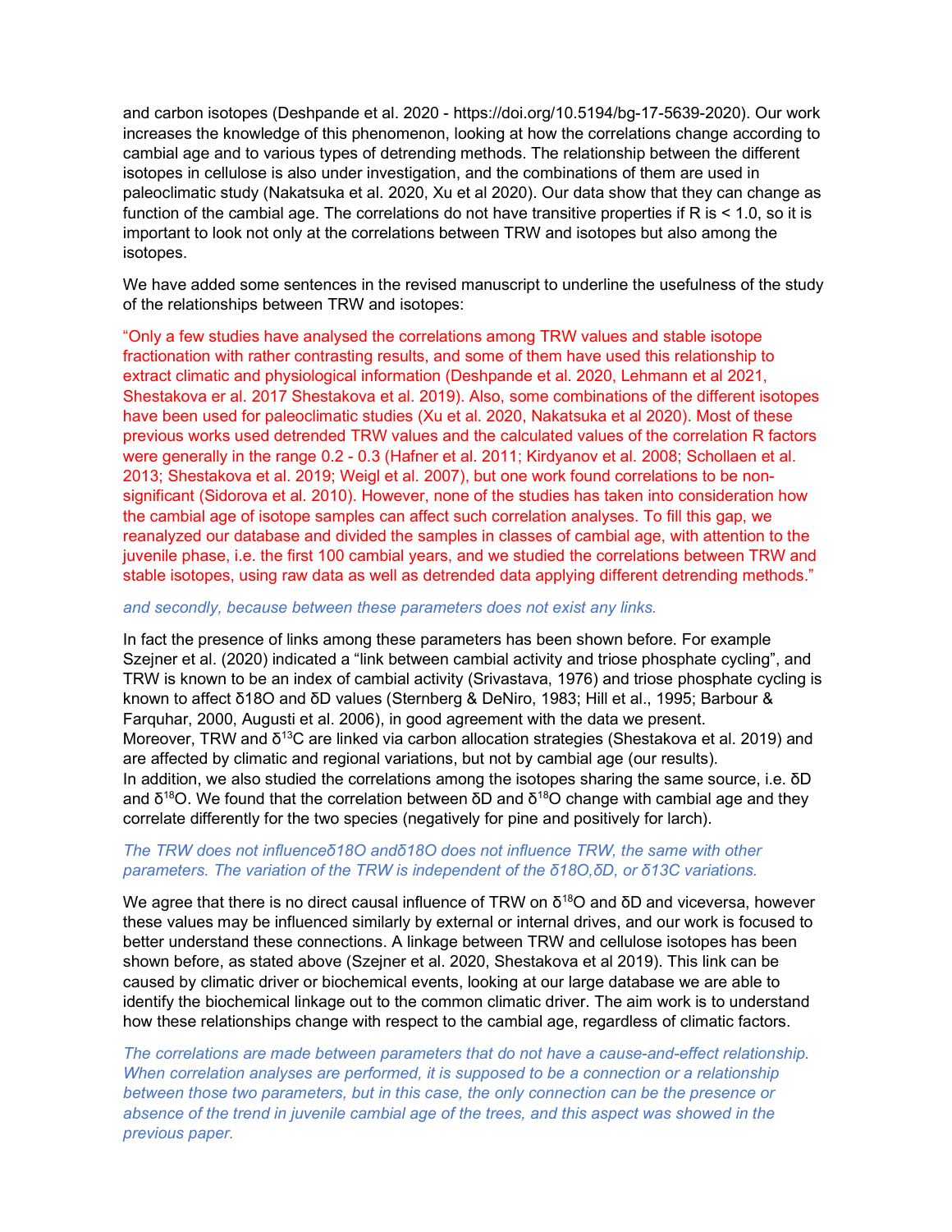and carbon isotopes (Deshpande et al. 2020 - https://doi.org/10.5194/bg-17-5639-2020). Our work increases the knowledge of this phenomenon, looking at how the correlations change according to cambial age and to various types of detrending methods. The relationship between the different isotopes in cellulose is also under investigation, and the combinations of them are used in paleoclimatic study (Nakatsuka et al. 2020, Xu et al 2020). Our data show that they can change as function of the cambial age. The correlations do not have transitive properties if R is < 1.0, so it is important to look not only at the correlations between TRW and isotopes but also among the isotopes.

We have added some sentences in the revised manuscript to underline the usefulness of the study of the relationships between TRW and isotopes:

"Only a few studies have analysed the correlations among TRW values and stable isotope fractionation with rather contrasting results, and some of them have used this relationship to extract climatic and physiological information (Deshpande et al. 2020, Lehmann et al 2021, Shestakova er al. 2017 Shestakova et al. 2019). Also, some combinations of the different isotopes have been used for paleoclimatic studies (Xu et al. 2020, Nakatsuka et al 2020). Most of these previous works used detrended TRW values and the calculated values of the correlation R factors were generally in the range 0.2 - 0.3 (Hafner et al. 2011; Kirdyanov et al. 2008; Schollaen et al. 2013; Shestakova et al. 2019; Weigl et al. 2007), but one work found correlations to be non-significant (Sidorova et al. 2010). However, none of the studies has taken into consideration how the cambial age of isotope samples can affect such correlation analyses. To fill this gap, we reanalyzed our database and divided the samples in classes of cambial age, with attention to the juvenile phase, i.e. the first 100 cambial years, and we studied the correlations between TRW and stable isotopes, using raw data as well as detrended data applying different detrending methods."

*and secondly, because between these parameters does not exist any links.*

In fact the presence of links among these parameters has been shown before. For example Szejner et al. (2020) indicated a "link between cambial activity and triose phosphate cycling", and TRW is known to be an index of cambial activity (Srivastava, 1976) and triose phosphate cycling is known to affect δ18O and δD values (Sternberg & DeNiro, 1983; Hill et al., 1995; Barbour & Farquhar, 2000, Augusti et al. 2006), in good agreement with the data we present.
Moreover, TRW and $\delta^{13}$C are linked via carbon allocation strategies (Shestakova et al. 2019) and are affected by climatic and regional variations, but not by cambial age (our results).
In addition, we also studied the correlations among the isotopes sharing the same source, i.e. δD and $\delta^{18}$O. We found that the correlation between δD and $\delta^{18}$O change with cambial age and they correlate differently for the two species (negatively for pine and positively for larch).

*The TRW does not influenceδ18O andδ18O does not influence TRW, the same with other parameters. The variation of the TRW is independent of the δ18O,δD, or δ13C variations.*

We agree that there is no direct causal influence of TRW on $\delta^{18}$O and δD and viceversa, however these values may be influenced similarly by external or internal drives, and our work is focused to better understand these connections. A linkage between TRW and cellulose isotopes has been shown before, as stated above (Szejner et al. 2020, Shestakova et al 2019). This link can be caused by climatic driver or biochemical events, looking at our large database we are able to identify the biochemical linkage out to the common climatic driver. The aim work is to understand how these relationships change with respect to the cambial age, regardless of climatic factors.

*The correlations are made between parameters that do not have a cause-and-effect relationship. When correlation analyses are performed, it is supposed to be a connection or a relationship between those two parameters, but in this case, the only connection can be the presence or absence of the trend in juvenile cambial age of the trees, and this aspect was showed in the previous paper.*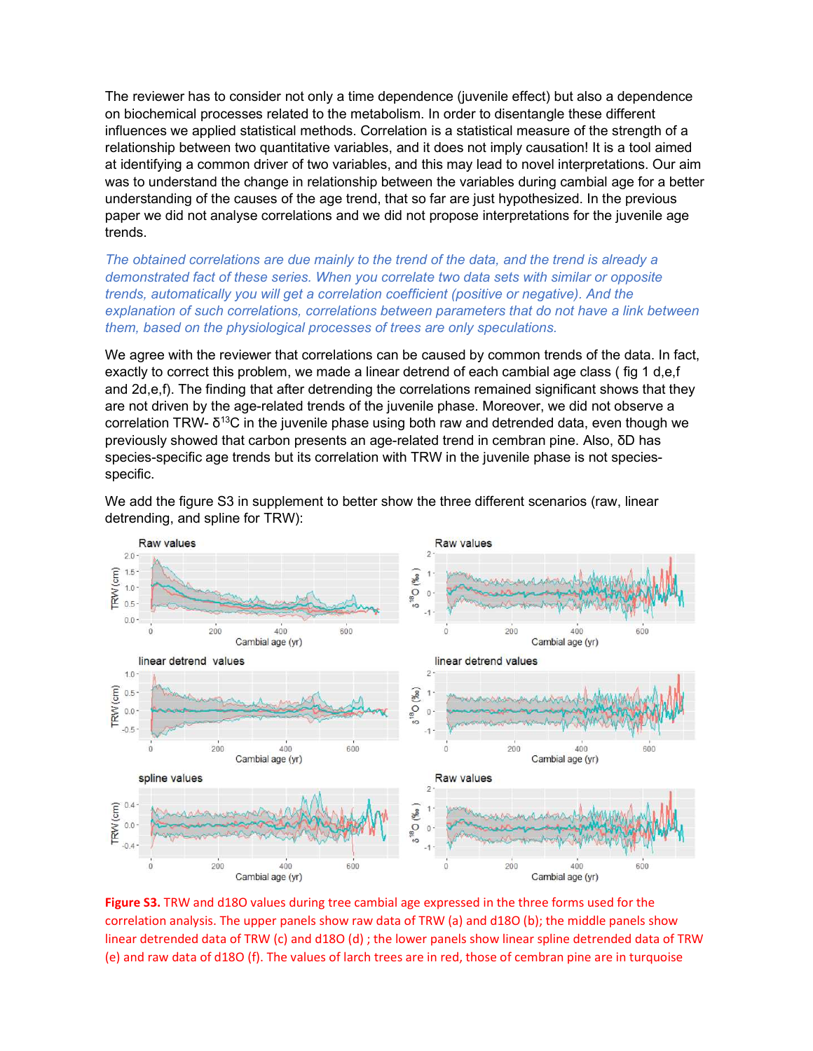The reviewer has to consider not only a time dependence (juvenile effect) but also a dependence on biochemical processes related to the metabolism. In order to disentangle these different influences we applied statistical methods. Correlation is a statistical measure of the strength of a relationship between two quantitative variables, and it does not imply causation! It is a tool aimed at identifying a common driver of two variables, and this may lead to novel interpretations. Our aim was to understand the change in relationship between the variables during cambial age for a better understanding of the causes of the age trend, that so far are just hypothesized. In the previous paper we did not analyse correlations and we did not propose interpretations for the juvenile age trends.

*The obtained correlations are due mainly to the trend of the data, and the trend is already a demonstrated fact of these series. When you correlate two data sets with similar or opposite trends, automatically you will get a correlation coefficient (positive or negative). And the explanation of such correlations, correlations between parameters that do not have a link between them, based on the physiological processes of trees are only speculations.*

We agree with the reviewer that correlations can be caused by common trends of the data. In fact, exactly to correct this problem, we made a linear detrend of each cambial age class ( fig 1 d,e,f and 2d,e,f). The finding that after detrending the correlations remained significant shows that they are not driven by the age-related trends of the juvenile phase. Moreover, we did not observe a correlation TRW- $\delta^{13}C$ in the juvenile phase using both raw and detrended data, even though we previously showed that carbon presents an age-related trend in cembran pine. Also, δD has species-specific age trends but its correlation with TRW in the juvenile phase is not species-specific.

We add the figure S3 in supplement to better show the three different scenarios (raw, linear detrending, and spline for TRW):

**Figure S3.** TRW and d18O values during tree cambial age expressed in the three forms used for the correlation analysis. The upper panels show raw data of TRW (a) and d18O (b); the middle panels show linear detrended data of TRW (c) and d18O (d) ; the lower panels show linear spline detrended data of TRW (e) and raw data of d18O (f). The values of larch trees are in red, those of cembran pine are in turquoise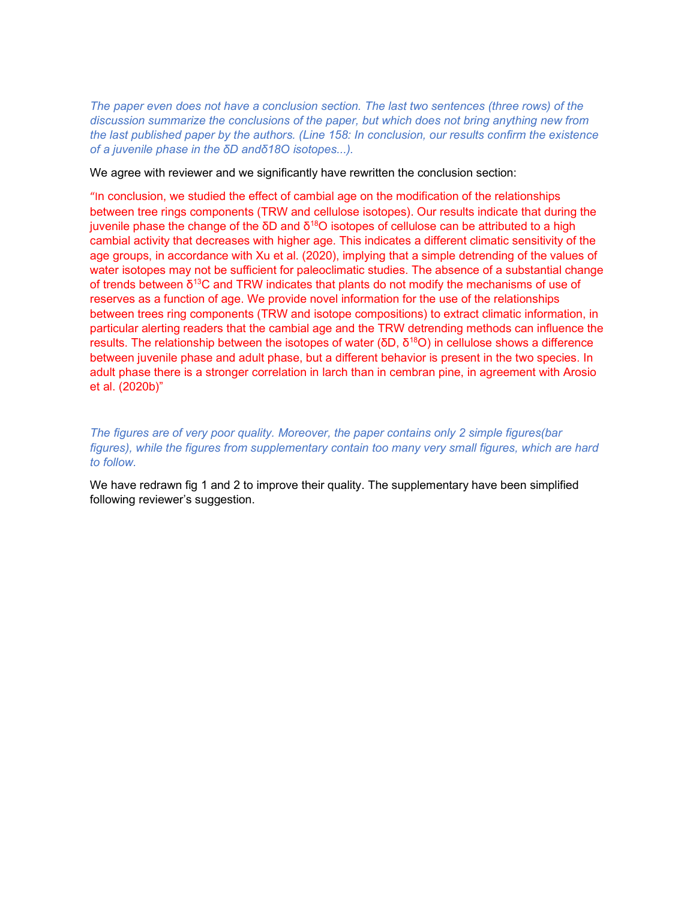*The paper even does not have a conclusion section. The last two sentences (three rows) of the discussion summarize the conclusions of the paper, but which does not bring anything new from the last published paper by the authors. (Line 158: In conclusion, our results confirm the existence of a juvenile phase in the δD andδ18O isotopes...).*

We agree with reviewer and we significantly have rewritten the conclusion section:

"In conclusion, we studied the effect of cambial age on the modification of the relationships between tree rings components (TRW and cellulose isotopes). Our results indicate that during the juvenile phase the change of the δD and $\delta^{18}O$ isotopes of cellulose can be attributed to a high cambial activity that decreases with higher age. This indicates a different climatic sensitivity of the age groups, in accordance with Xu et al. (2020), implying that a simple detrending of the values of water isotopes may not be sufficient for paleoclimatic studies. The absence of a substantial change of trends between $\delta^{13}C$ and TRW indicates that plants do not modify the mechanisms of use of reserves as a function of age. We provide novel information for the use of the relationships between trees ring components (TRW and isotope compositions) to extract climatic information, in particular alerting readers that the cambial age and the TRW detrending methods can influence the results. The relationship between the isotopes of water (δD, $\delta^{18}O$) in cellulose shows a difference between juvenile phase and adult phase, but a different behavior is present in the two species. In adult phase there is a stronger correlation in larch than in cembran pine, in agreement with Arosio et al. (2020b)"

*The figures are of very poor quality. Moreover, the paper contains only 2 simple figures(bar figures), while the figures from supplementary contain too many very small figures, which are hard to follow.*

We have redrawn fig 1 and 2 to improve their quality. The supplementary have been simplified following reviewer's suggestion.